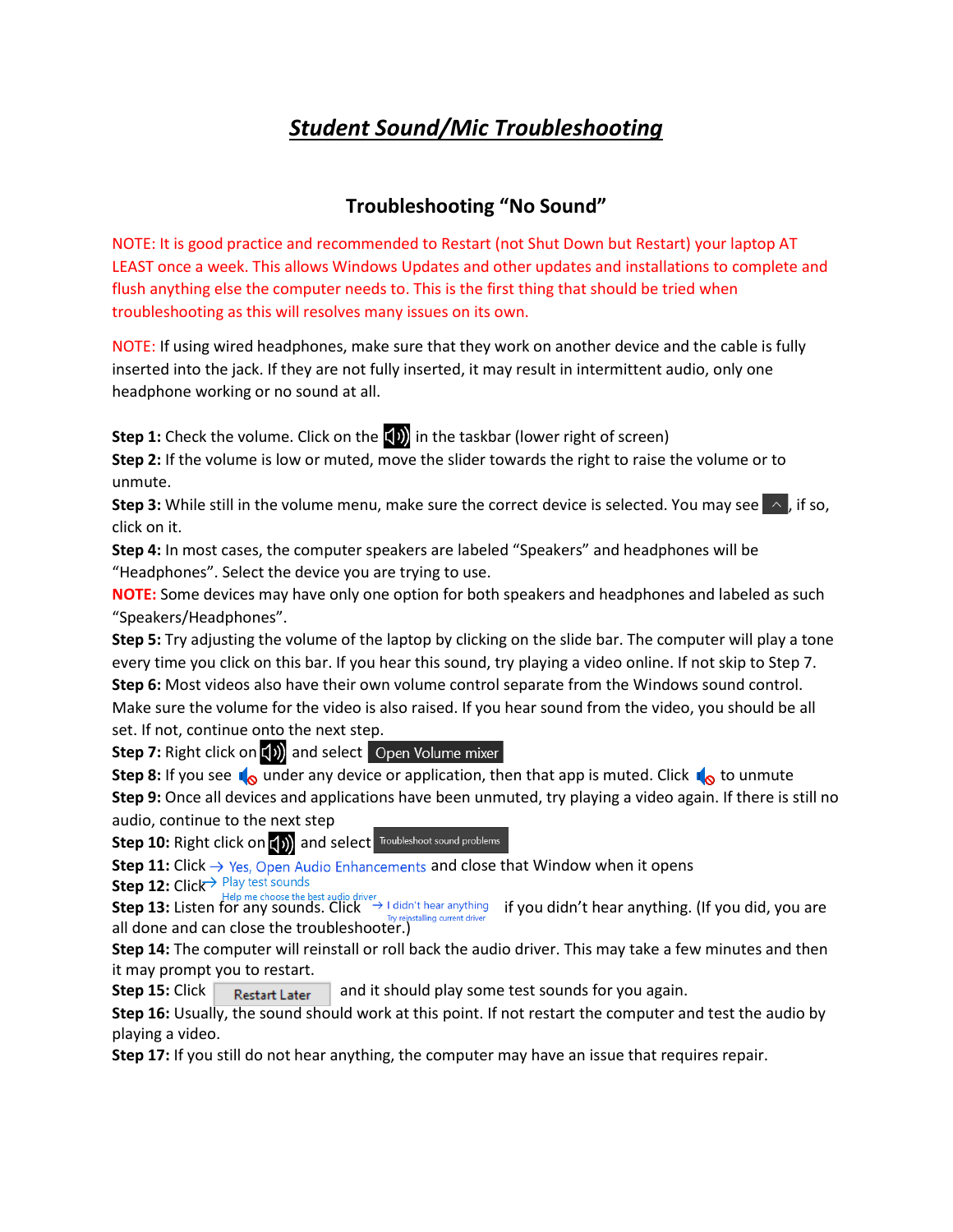# *Student Sound/Mic Troubleshooting*

## Troubleshooting "No Sound"

NOTE: It is good practice and recommended to Restart (not Shut Down but Restart) your laptop AT LEAST once a week. This allows Windows Updates and other updates and installations to complete and flush anything else the computer needs to. This is the first thing that should be tried when troubleshooting as this will resolves many issues on its own.

NOTE: If using wired headphones, make sure that they work on another device and the cable is fully inserted into the jack. If they are not fully inserted, it may result in intermittent audio, only one headphone working or no sound at all.

**Step 1:** Check the volume. Click on the in the taskbar (lower right of screen)
**Step 2:** If the volume is low or muted, move the slider towards the right to raise the volume or to unmute.
**Step 3:** While still in the volume menu, make sure the correct device is selected. You may see , if so, click on it.
**Step 4:** In most cases, the computer speakers are labeled "Speakers" and headphones will be "Headphones". Select the device you are trying to use.
**NOTE:** Some devices may have only one option for both speakers and headphones and labeled as such "Speakers/Headphones".
**Step 5:** Try adjusting the volume of the laptop by clicking on the slide bar. The computer will play a tone every time you click on this bar. If you hear this sound, try playing a video online. If not skip to Step 7.
**Step 6:** Most videos also have their own volume control separate from the Windows sound control. Make sure the volume for the video is also raised. If you hear sound from the video, you should be all set. If not, continue onto the next step.
**Step 7:** Right click on and select Open Volume mixer
**Step 8:** If you see under any device or application, then that app is muted. Click to unmute
**Step 9:** Once all devices and applications have been unmuted, try playing a video again. If there is still no audio, continue to the next step
**Step 10:** Right click on and select Troubleshoot sound problems
**Step 11:** Click → Yes, Open Audio Enhancements and close that Window when it opens
**Step 12:** Click → Play test sounds
Help me choose the best audio driver
**Step 13:** Listen for any sounds. Click → I didn't hear anything
Try reinstalling current driver
if you didn't hear anything. (If you did, you are all done and can close the troubleshooter.)
**Step 14:** The computer will reinstall or roll back the audio driver. This may take a few minutes and then it may prompt you to restart.
**Step 15:** Click Restart Later and it should play some test sounds for you again.
**Step 16:** Usually, the sound should work at this point. If not restart the computer and test the audio by playing a video.
**Step 17:** If you still do not hear anything, the computer may have an issue that requires repair.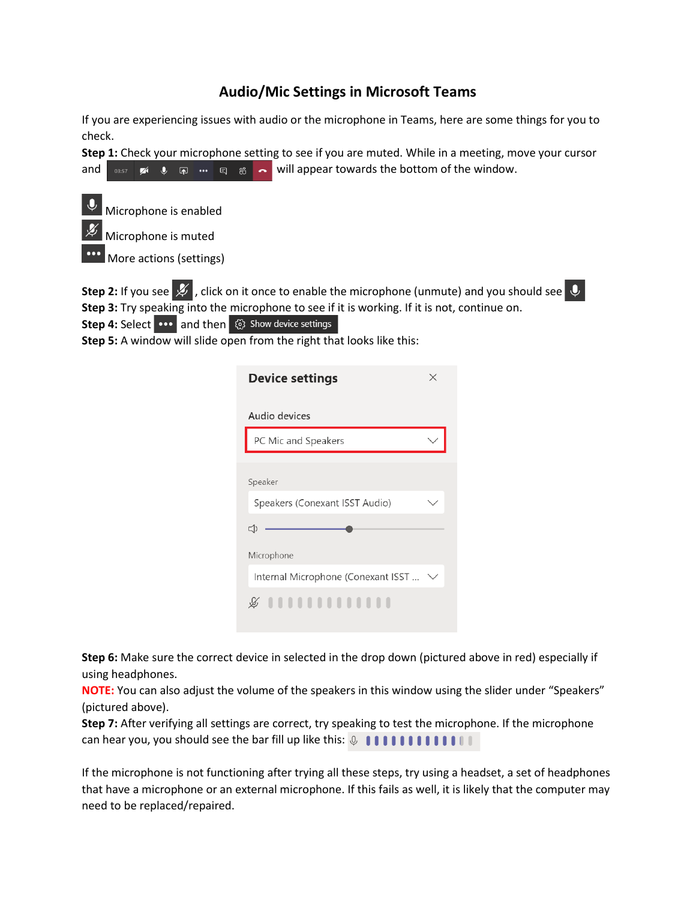# Audio/Mic Settings in Microsoft Teams

If you are experiencing issues with audio or the microphone in Teams, here are some things for you to check.

**Step 1:** Check your microphone setting to see if you are muted. While in a meeting, move your cursor and will appear towards the bottom of the window.

Microphone is enabled

Microphone is muted

More actions (settings)

**Step 2:** If you see , click on it once to enable the microphone (unmute) and you should see

**Step 3:** Try speaking into the microphone to see if it is working. If it is not, continue on.

**Step 4:** Select and then Show device settings

**Step 5:** A window will slide open from the right that looks like this:

Device settings

Audio devices

PC Mic and Speakers

Speaker

Speakers (Conexant ISST Audio)

Microphone

Internal Microphone (Conexant ISST ...

**Step 6:** Make sure the correct device in selected in the drop down (pictured above in red) especially if using headphones.

**NOTE:** You can also adjust the volume of the speakers in this window using the slider under "Speakers" (pictured above).

**Step 7:** After verifying all settings are correct, try speaking to test the microphone. If the microphone can hear you, you should see the bar fill up like this:

If the microphone is not functioning after trying all these steps, try using a headset, a set of headphones that have a microphone or an external microphone. If this fails as well, it is likely that the computer may need to be replaced/repaired.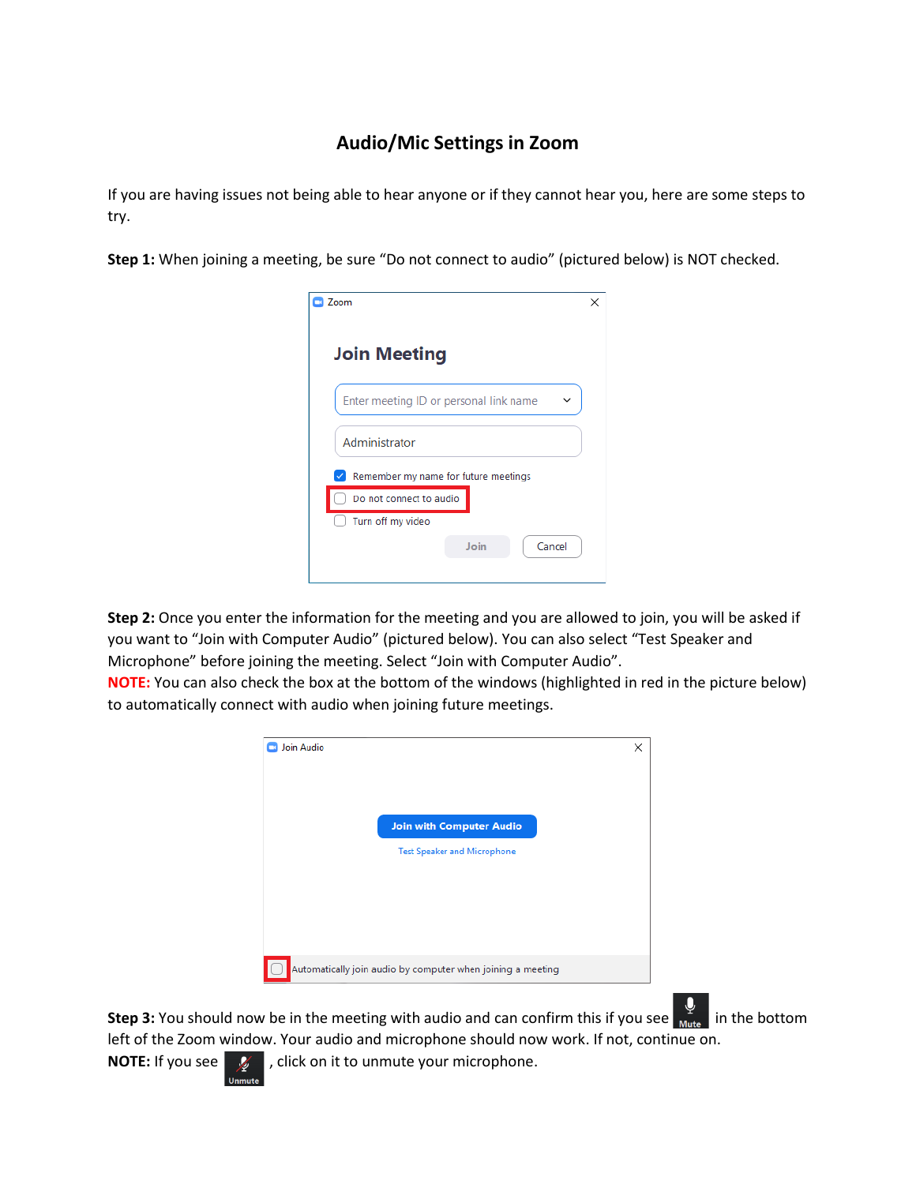# Audio/Mic Settings in Zoom

If you are having issues not being able to hear anyone or if they cannot hear you, here are some steps to try.

**Step 1:** When joining a meeting, be sure "Do not connect to audio" (pictured below) is NOT checked.

**Step 2:** Once you enter the information for the meeting and you are allowed to join, you will be asked if you want to "Join with Computer Audio" (pictured below). You can also select "Test Speaker and Microphone" before joining the meeting. Select "Join with Computer Audio".

**NOTE:** You can also check the box at the bottom of the windows (highlighted in red in the picture below) to automatically connect with audio when joining future meetings.

**Step 3:** You should now be in the meeting with audio and can confirm this if you see [Mute] in the bottom left of the Zoom window. Your audio and microphone should now work. If not, continue on.

**NOTE:** If you see [Unmute], click on it to unmute your microphone.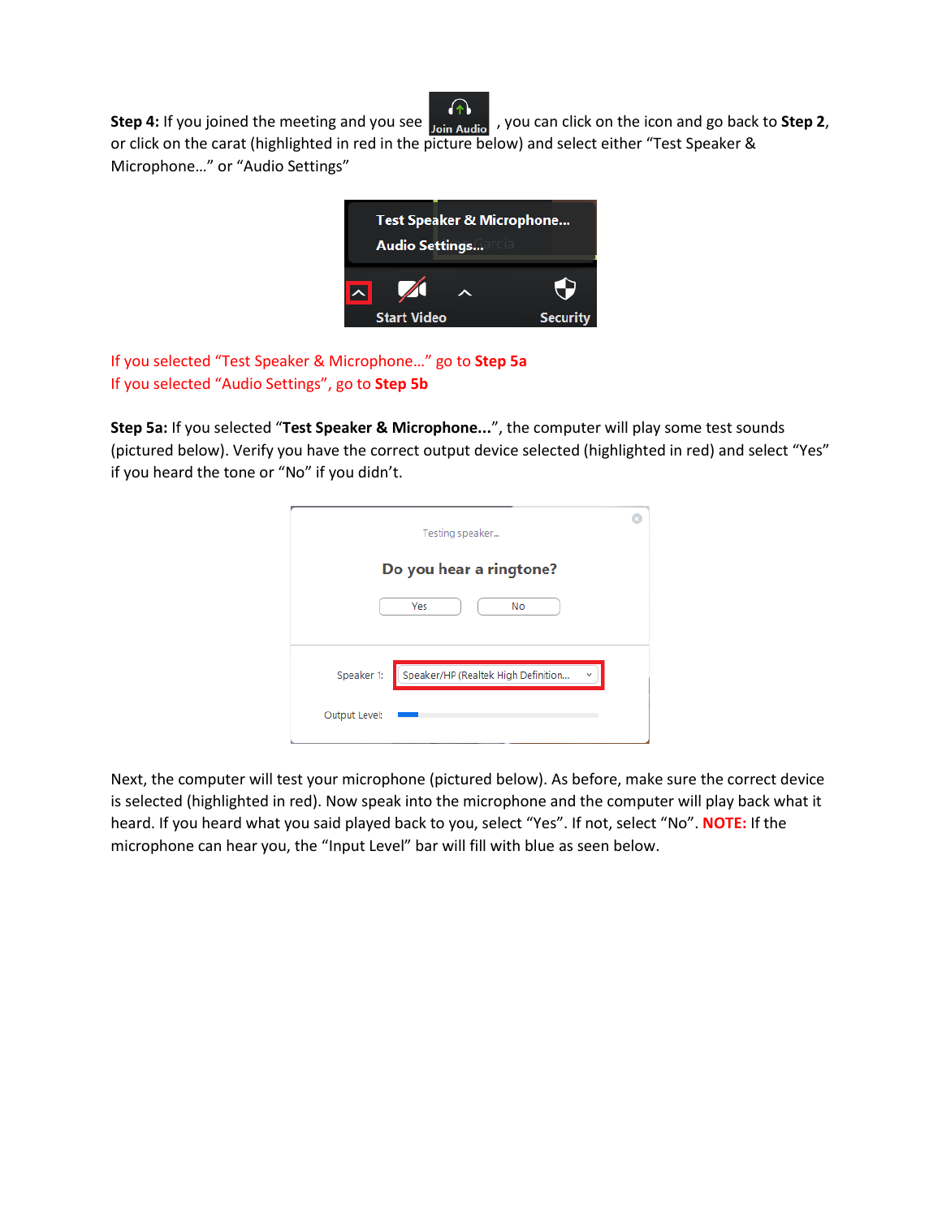**Step 4:** If you joined the meeting and you see Join Audio, you can click on the icon and go back to **Step 2**, or click on the carat (highlighted in red in the picture below) and select either "Test Speaker & Microphone…" or "Audio Settings"

If you selected "Test Speaker & Microphone…" go to **Step 5a**
If you selected "Audio Settings", go to **Step 5b**

**Step 5a:** If you selected "**Test Speaker & Microphone...**", the computer will play some test sounds (pictured below). Verify you have the correct output device selected (highlighted in red) and select "Yes" if you heard the tone or "No" if you didn't.

Next, the computer will test your microphone (pictured below). As before, make sure the correct device is selected (highlighted in red). Now speak into the microphone and the computer will play back what it heard. If you heard what you said played back to you, select "Yes". If not, select "No". **NOTE:** If the microphone can hear you, the "Input Level" bar will fill with blue as seen below.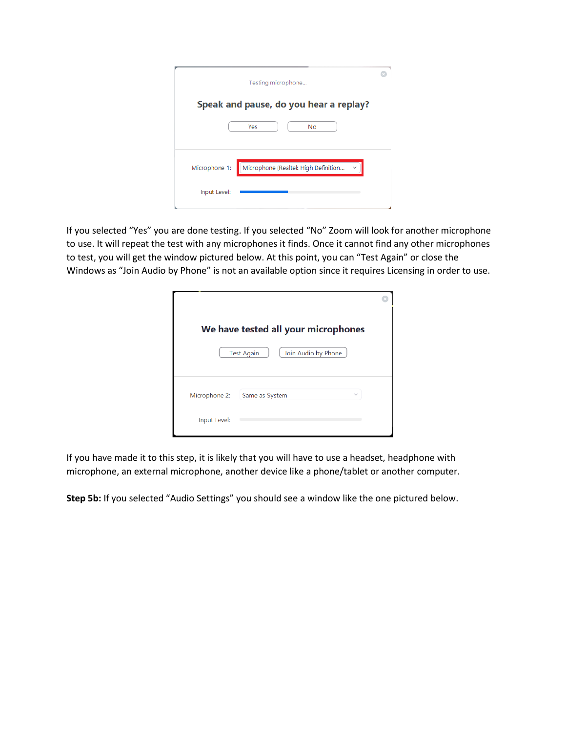If you selected "Yes" you are done testing. If you selected "No" Zoom will look for another microphone to use. It will repeat the test with any microphones it finds. Once it cannot find any other microphones to test, you will get the window pictured below. At this point, you can "Test Again" or close the Windows as "Join Audio by Phone" is not an available option since it requires Licensing in order to use.

If you have made it to this step, it is likely that you will have to use a headset, headphone with microphone, an external microphone, another device like a phone/tablet or another computer.

**Step 5b:** If you selected "Audio Settings" you should see a window like the one pictured below.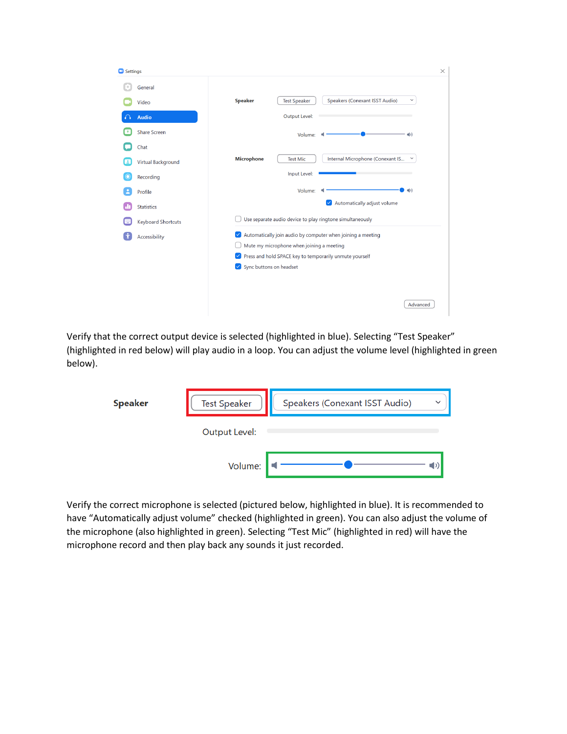Verify that the correct output device is selected (highlighted in blue). Selecting "Test Speaker" (highlighted in red below) will play audio in a loop. You can adjust the volume level (highlighted in green below).

Verify the correct microphone is selected (pictured below, highlighted in blue). It is recommended to have "Automatically adjust volume" checked (highlighted in green). You can also adjust the volume of the microphone (also highlighted in green). Selecting "Test Mic" (highlighted in red) will have the microphone record and then play back any sounds it just recorded.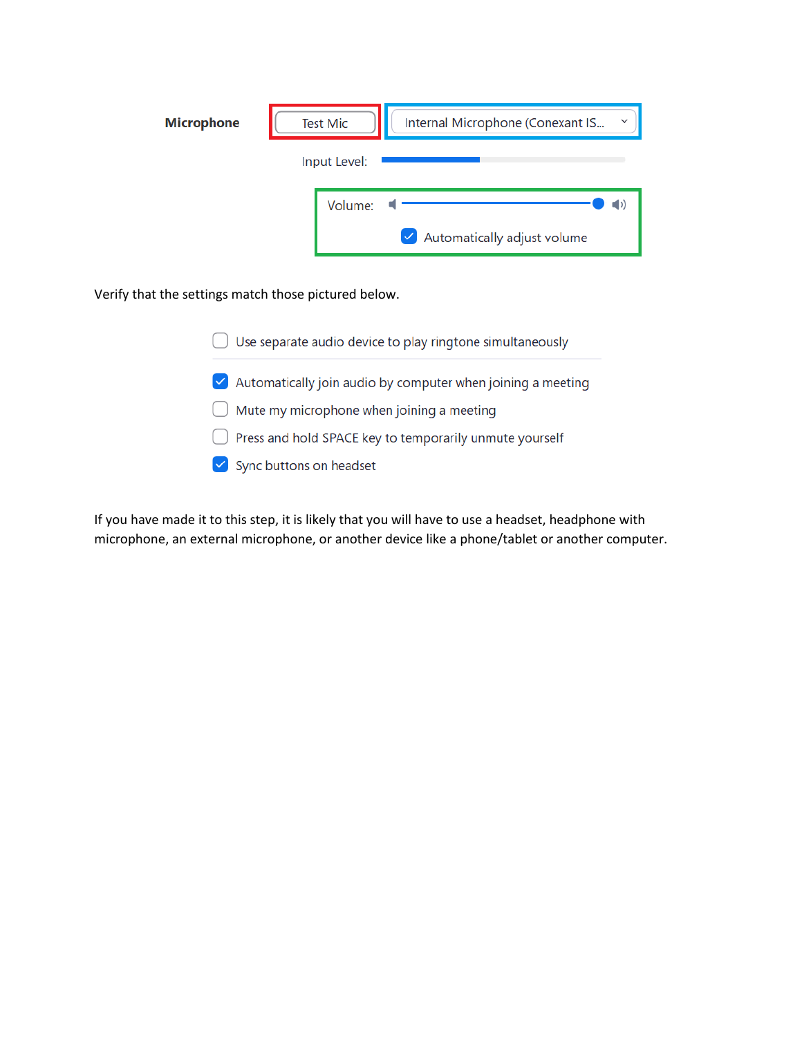**Microphone** Test Mic | Internal Microphone (Conexant IS...

Input Level:

Volume:

- [x] Automatically adjust volume

Verify that the settings match those pictured below.

- [ ] Use separate audio device to play ringtone simultaneously
- [x] Automatically join audio by computer when joining a meeting
- [ ] Mute my microphone when joining a meeting
- [ ] Press and hold SPACE key to temporarily unmute yourself
- [x] Sync buttons on headset

If you have made it to this step, it is likely that you will have to use a headset, headphone with microphone, an external microphone, or another device like a phone/tablet or another computer.